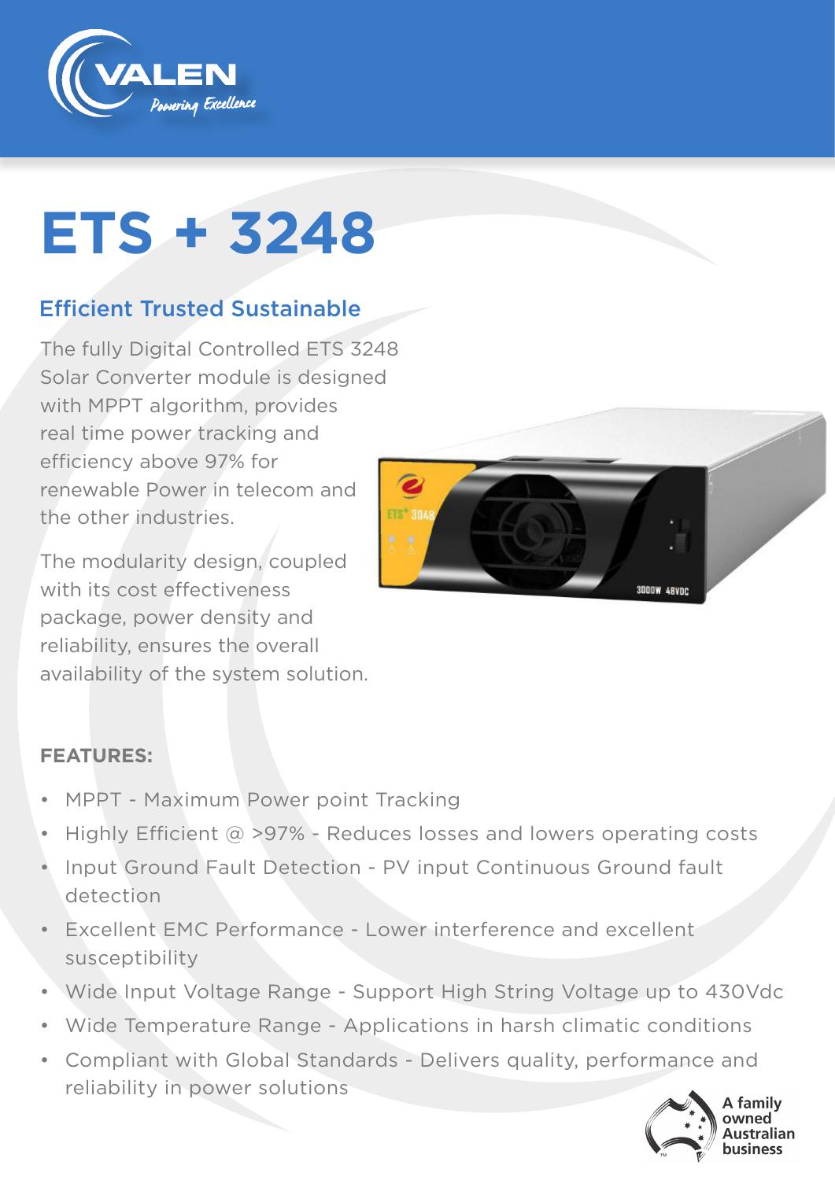# ETS + 3248

## Efficient Trusted Sustainable

The fully Digital Controlled ETS 3248 Solar Converter module is designed with MPPT algorithm, provides real time power tracking and efficiency above 97% for renewable Power in telecom and the other industries.

The modularity design, coupled with its cost effectiveness package, power density and reliability, ensures the overall availability of the system solution.

**FEATURES:**

- MPPT - Maximum Power point Tracking
- Highly Efficient @ >97% - Reduces losses and lowers operating costs
- Input Ground Fault Detection - PV input Continuous Ground fault detection
- Excellent EMC Performance - Lower interference and excellent susceptibility
- Wide Input Voltage Range - Support High String Voltage up to 430Vdc
- Wide Temperature Range - Applications in harsh climatic conditions
- Compliant with Global Standards - Delivers quality, performance and reliability in power solutions

A family owned Australian business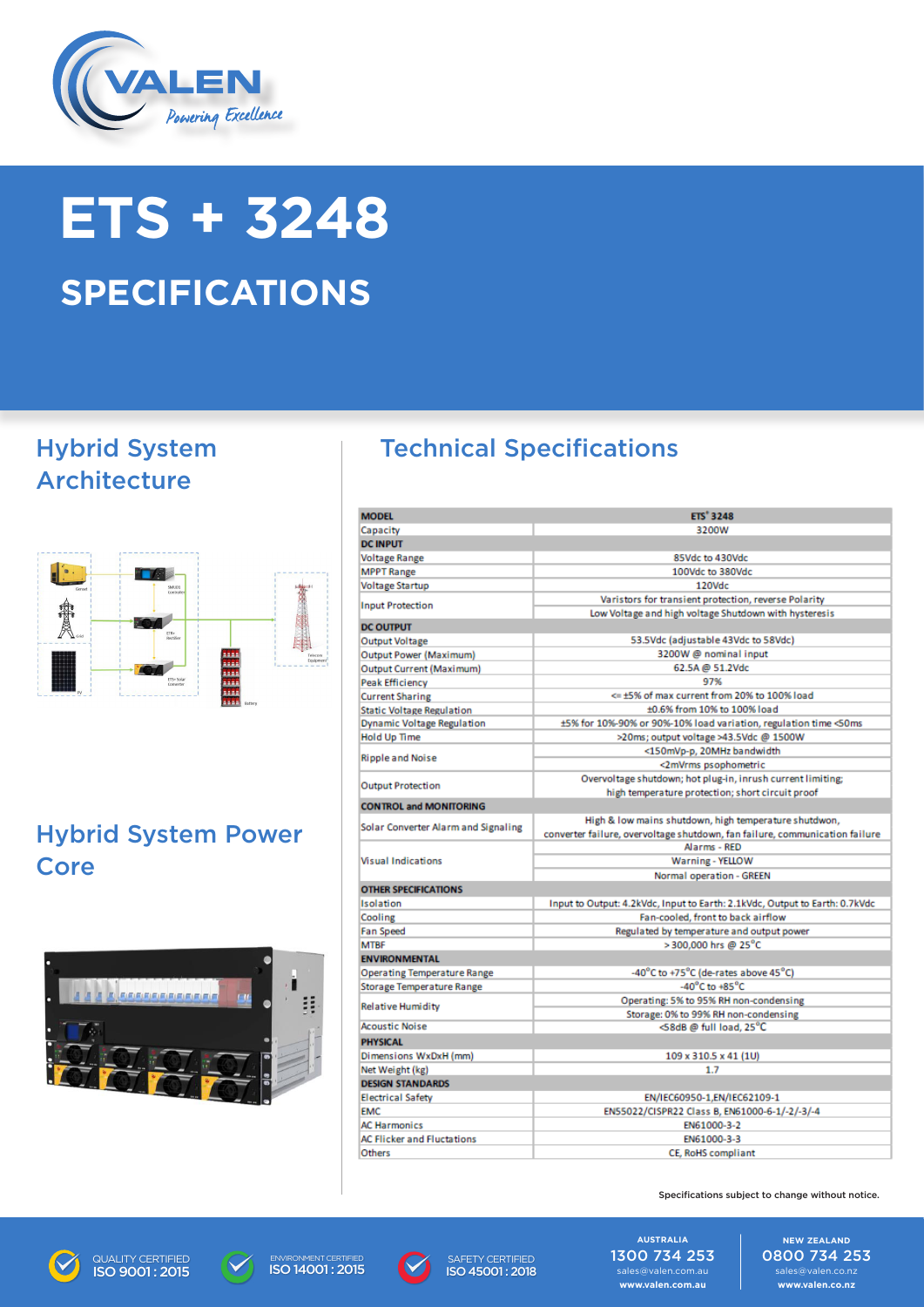# ETS + 3248

## SPECIFICATIONS

## Hybrid System Architecture

## Hybrid System Power Core

## Technical Specifications

| MODEL | ETS® 3248 |
|---|---|
| Capacity | 3200W |
| **DC INPUT** | |
| Voltage Range | 85Vdc to 430Vdc |
| MPPT Range | 100Vdc to 380Vdc |
| Voltage Startup | 120Vdc |
| Input Protection | Varistors for transient protection, reverse Polarity<br>Low Voltage and high voltage Shutdown with hysteresis |
| **DC OUTPUT** | |
| Output Voltage | 53.5Vdc (adjustable 43Vdc to 58Vdc) |
| Output Power (Maximum) | 3200W @ nominal input |
| Output Current (Maximum) | 62.5A @ 51.2Vdc |
| Peak Efficiency | 97% |
| Current Sharing | <= ±5% of max current from 20% to 100% load |
| Static Voltage Regulation | ±0.6% from 10% to 100% load |
| Dynamic Voltage Regulation | ±5% for 10%-90% or 90%-10% load variation, regulation time <50ms |
| Hold Up Time | >20ms; output voltage >43.5Vdc @ 1500W |
| Ripple and Noise | <150mVp-p, 20MHz bandwidth<br><2mVrms psophometric |
| Output Protection | Overvoltage shutdown; hot plug-in, inrush current limiting;<br>high temperature protection; short circuit proof |
| **CONTROL and MONITORING** | |
| Solar Converter Alarm and Signaling | High & low mains shutdown, high temperature shutdwon,<br>converter failure, overvoltage shutdown, fan failure, communication failure |
| Visual Indications | Alarms - RED<br>Warning - YELLOW<br>Normal operation - GREEN |
| **OTHER SPECIFICATIONS** | |
| Isolation | Input to Output: 4.2kVdc, Input to Earth: 2.1kVdc, Output to Earth: 0.7kVdc |
| Cooling | Fan-cooled, front to back airflow |
| Fan Speed | Regulated by temperature and output power |
| MTBF | > 300,000 hrs @ 25°C |
| **ENVIRONMENTAL** | |
| Operating Temperature Range | -40°C to +75°C (de-rates above 45°C) |
| Storage Temperature Range | -40°C to +85°C |
| Relative Humidity | Operating: 5% to 95% RH non-condensing<br>Storage: 0% to 99% RH non-condensing |
| Acoustic Noise | <58dB @ full load, 25°C |
| **PHYSICAL** | |
| Dimensions WxDxH (mm) | 109 x 310.5 x 41 (1U) |
| Net Weight (kg) | 1.7 |
| **DESIGN STANDARDS** | |
| Electrical Safety | EN/IEC60950-1,EN/IEC62109-1 |
| EMC | EN55022/CISPR22 Class B, EN61000-6-1/-2/-3/-4 |
| AC Harmonics | EN61000-3-2 |
| AC Flicker and Fluctations | EN61000-3-3 |
| Others | CE, RoHS compliant |

Specifications subject to change without notice.

QUALITY CERTIFIED ISO 9001 : 2015
ENVIRONMENT CERTIFIED ISO 14001 : 2015
SAFETY CERTIFIED ISO 45001 : 2018

AUSTRALIA
1300 734 253
sales@valen.com.au
www.valen.com.au

NEW ZEALAND
0800 734 253
sales@valen.co.nz
www.valen.co.nz